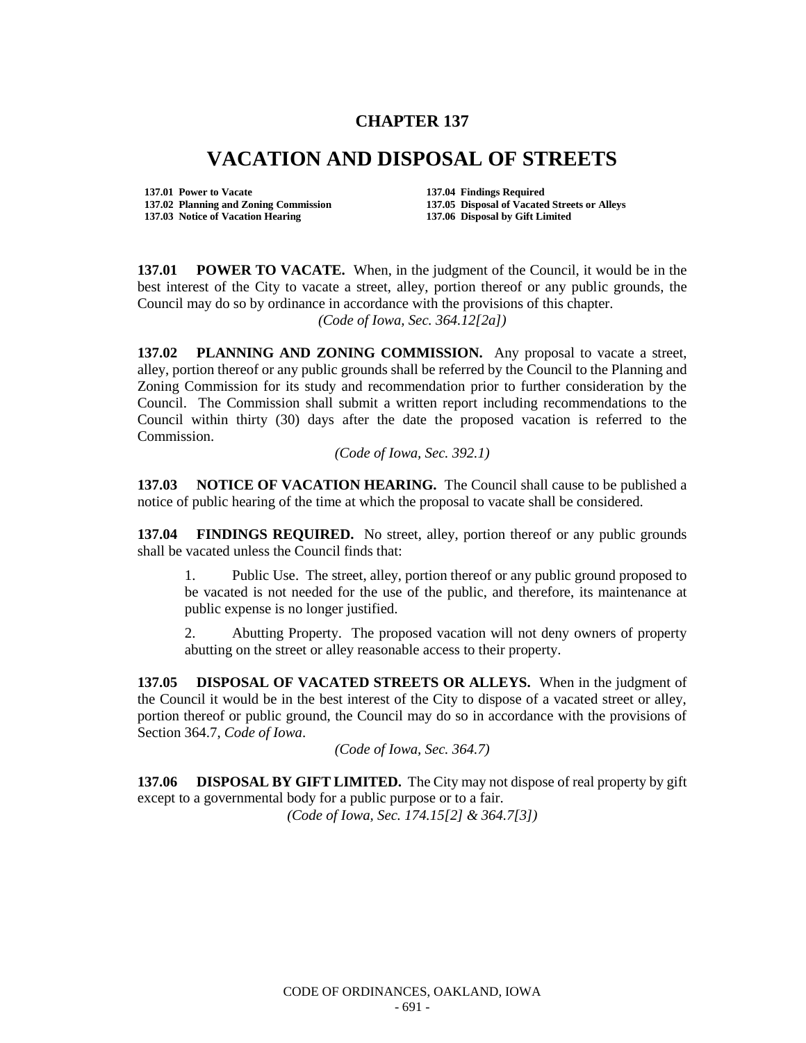# CHAPTER 137

# VACATION AND DISPOSAL OF STREETS

**137.01 Power to Vacate**
**137.02 Planning and Zoning Commission**
**137.03 Notice of Vacation Hearing**
**137.04 Findings Required**
**137.05 Disposal of Vacated Streets or Alleys**
**137.06 Disposal by Gift Limited**

**137.01 POWER TO VACATE.** When, in the judgment of the Council, it would be in the best interest of the City to vacate a street, alley, portion thereof or any public grounds, the Council may do so by ordinance in accordance with the provisions of this chapter.

*(Code of Iowa, Sec. 364.12[2a])*

**137.02 PLANNING AND ZONING COMMISSION.** Any proposal to vacate a street, alley, portion thereof or any public grounds shall be referred by the Council to the Planning and Zoning Commission for its study and recommendation prior to further consideration by the Council. The Commission shall submit a written report including recommendations to the Council within thirty (30) days after the date the proposed vacation is referred to the Commission.

*(Code of Iowa, Sec. 392.1)*

**137.03 NOTICE OF VACATION HEARING.** The Council shall cause to be published a notice of public hearing of the time at which the proposal to vacate shall be considered.

**137.04 FINDINGS REQUIRED.** No street, alley, portion thereof or any public grounds shall be vacated unless the Council finds that:

1. Public Use. The street, alley, portion thereof or any public ground proposed to be vacated is not needed for the use of the public, and therefore, its maintenance at public expense is no longer justified.

2. Abutting Property. The proposed vacation will not deny owners of property abutting on the street or alley reasonable access to their property.

**137.05 DISPOSAL OF VACATED STREETS OR ALLEYS.** When in the judgment of the Council it would be in the best interest of the City to dispose of a vacated street or alley, portion thereof or public ground, the Council may do so in accordance with the provisions of Section 364.7, *Code of Iowa*.

*(Code of Iowa, Sec. 364.7)*

**137.06 DISPOSAL BY GIFT LIMITED.** The City may not dispose of real property by gift except to a governmental body for a public purpose or to a fair.

*(Code of Iowa, Sec. 174.15[2] & 364.7[3])*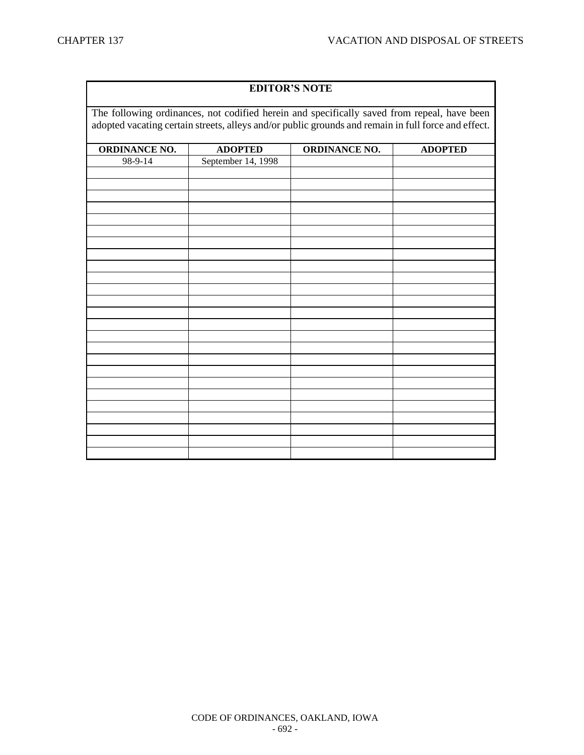## EDITOR'S NOTE

The following ordinances, not codified herein and specifically saved from repeal, have been adopted vacating certain streets, alleys and/or public grounds and remain in full force and effect.

| ORDINANCE NO. | ADOPTED | ORDINANCE NO. | ADOPTED |
|---|---|---|---|
| 98-9-14 | September 14, 1998 | | |
| | | | |
| | | | |
| | | | |
| | | | |
| | | | |
| | | | |
| | | | |
| | | | |
| | | | |
| | | | |
| | | | |
| | | | |
| | | | |
| | | | |
| | | | |
| | | | |
| | | | |
| | | | |
| | | | |
| | | | |
| | | | |
| | | | |
| | | | |
| | | | |
| | | | |